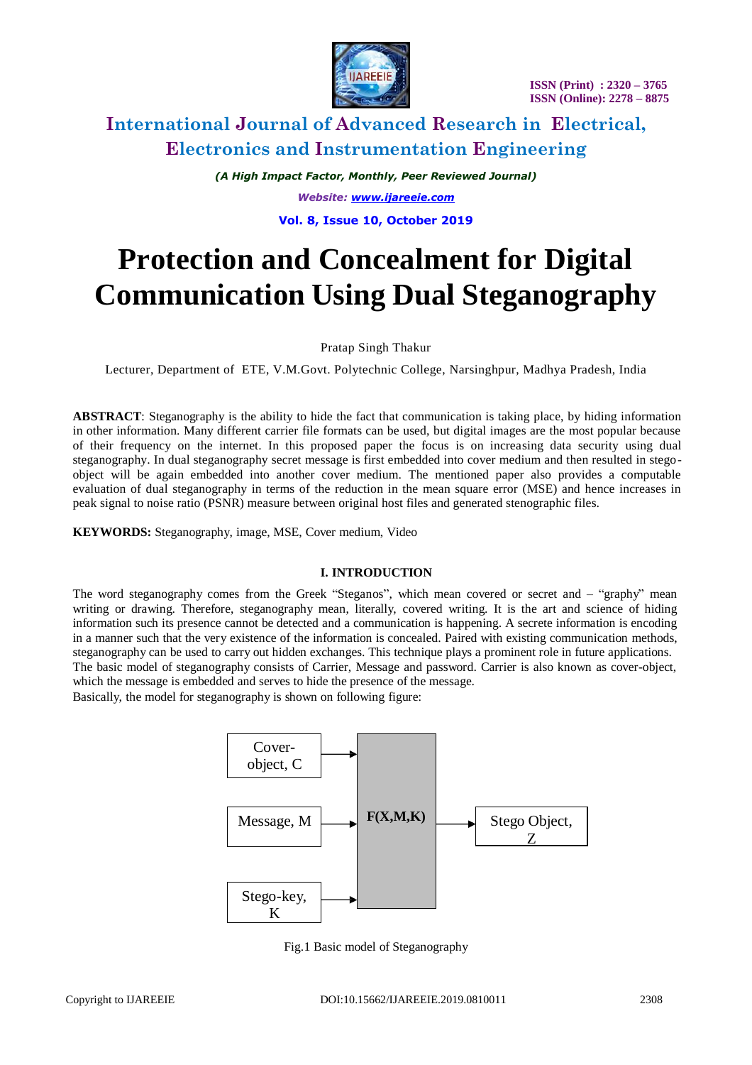# Protection and Concealment for Digital Communication Using Dual Steganography

Pratap Singh Thakur

Lecturer, Department of ETE, V.M.Govt. Polytechnic College, Narsinghpur, Madhya Pradesh, India

**ABSTRACT**: Steganography is the ability to hide the fact that communication is taking place, by hiding information in other information. Many different carrier file formats can be used, but digital images are the most popular because of their frequency on the internet. In this proposed paper the focus is on increasing data security using dual steganography. In dual steganography secret message is first embedded into cover medium and then resulted in stego-object will be again embedded into another cover medium. The mentioned paper also provides a computable evaluation of dual steganography in terms of the reduction in the mean square error (MSE) and hence increases in peak signal to noise ratio (PSNR) measure between original host files and generated stenographic files.

**KEYWORDS:** Steganography, image, MSE, Cover medium, Video

## I. INTRODUCTION

The word steganography comes from the Greek "Steganos", which mean covered or secret and – "graphy" mean writing or drawing. Therefore, steganography mean, literally, covered writing. It is the art and science of hiding information such its presence cannot be detected and a communication is happening. A secrete information is encoding in a manner such that the very existence of the information is concealed. Paired with existing communication methods, steganography can be used to carry out hidden exchanges. This technique plays a prominent role in future applications. The basic model of steganography consists of Carrier, Message and password. Carrier is also known as cover-object, which the message is embedded and serves to hide the presence of the message.

Basically, the model for steganography is shown on following figure:

Cover-object, C

Message, M

Stego-key, K

F(X,M,K)

Stego Object, Z

Fig.1 Basic model of Steganography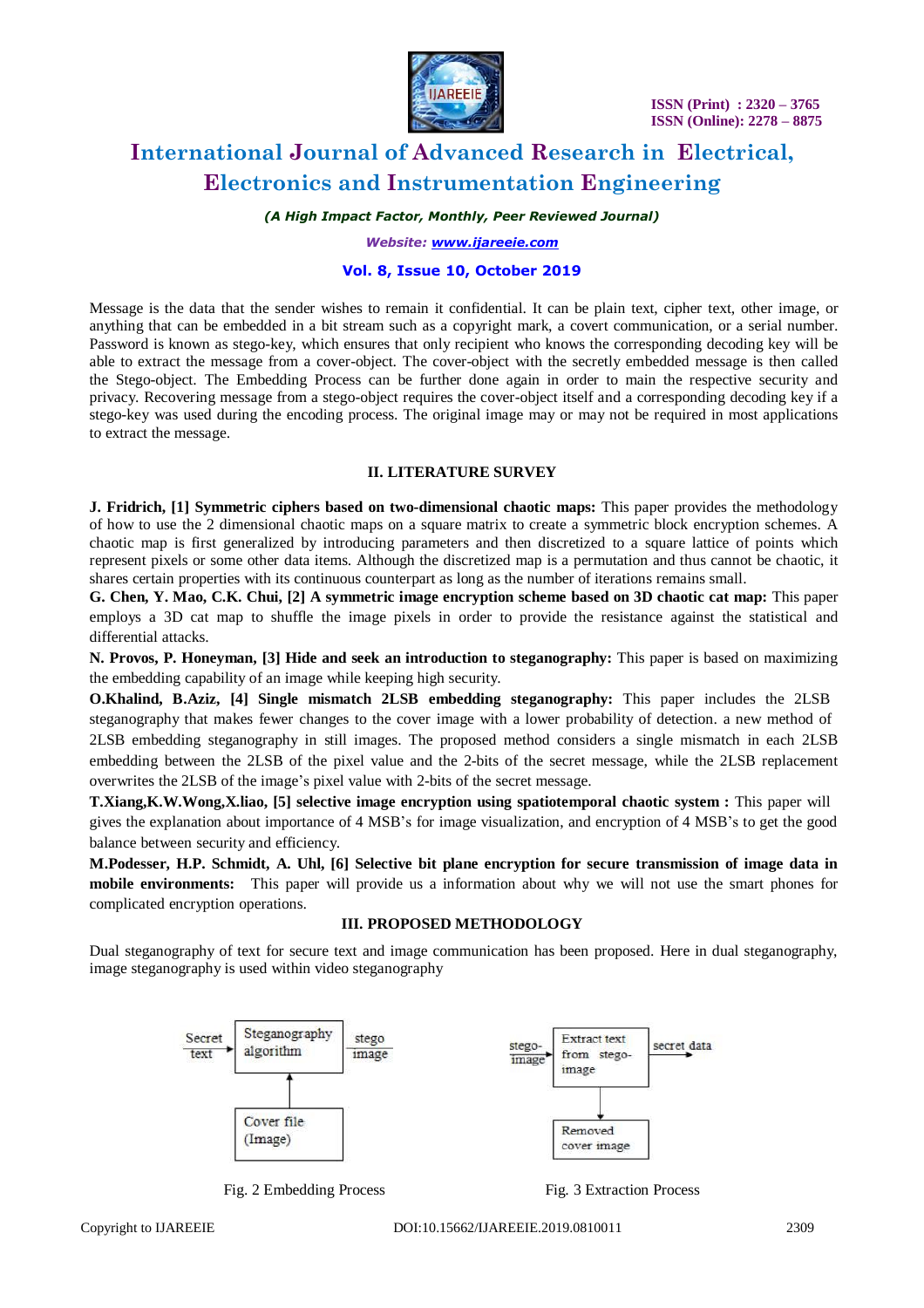Message is the data that the sender wishes to remain it confidential. It can be plain text, cipher text, other image, or anything that can be embedded in a bit stream such as a copyright mark, a covert communication, or a serial number. Password is known as stego-key, which ensures that only recipient who knows the corresponding decoding key will be able to extract the message from a cover-object. The cover-object with the secretly embedded message is then called the Stego-object. The Embedding Process can be further done again in order to main the respective security and privacy. Recovering message from a stego-object requires the cover-object itself and a corresponding decoding key if a stego-key was used during the encoding process. The original image may or may not be required in most applications to extract the message.

## II. LITERATURE SURVEY

**J. Fridrich, [1] Symmetric ciphers based on two-dimensional chaotic maps:** This paper provides the methodology of how to use the 2 dimensional chaotic maps on a square matrix to create a symmetric block encryption schemes. A chaotic map is first generalized by introducing parameters and then discretized to a square lattice of points which represent pixels or some other data items. Although the discretized map is a permutation and thus cannot be chaotic, it shares certain properties with its continuous counterpart as long as the number of iterations remains small.

**G. Chen, Y. Mao, C.K. Chui, [2] A symmetric image encryption scheme based on 3D chaotic cat map:** This paper employs a 3D cat map to shuffle the image pixels in order to provide the resistance against the statistical and differential attacks.

**N. Provos, P. Honeyman, [3] Hide and seek an introduction to steganography:** This paper is based on maximizing the embedding capability of an image while keeping high security.

**O.Khalind, B.Aziz, [4] Single mismatch 2LSB embedding steganography:** This paper includes the 2LSB steganography that makes fewer changes to the cover image with a lower probability of detection. a new method of 2LSB embedding steganography in still images. The proposed method considers a single mismatch in each 2LSB embedding between the 2LSB of the pixel value and the 2-bits of the secret message, while the 2LSB replacement overwrites the 2LSB of the image's pixel value with 2-bits of the secret message.

**T.Xiang,K.W.Wong,X.liao, [5] selective image encryption using spatiotemporal chaotic system :** This paper will gives the explanation about importance of 4 MSB's for image visualization, and encryption of 4 MSB's to get the good balance between security and efficiency.

**M.Podesser, H.P. Schmidt, A. Uhl, [6] Selective bit plane encryption for secure transmission of image data in mobile environments:** This paper will provide us a information about why we will not use the smart phones for complicated encryption operations.

## III. PROPOSED METHODOLOGY

Dual steganography of text for secure text and image communication has been proposed. Here in dual steganography, image steganography is used within video steganography

Secret text
Steganography algorithm
stego image
Cover file (Image)

Fig. 2 Embedding Process

stego-image
Extract text from stego-image
secret data
Removed cover image

Fig. 3 Extraction Process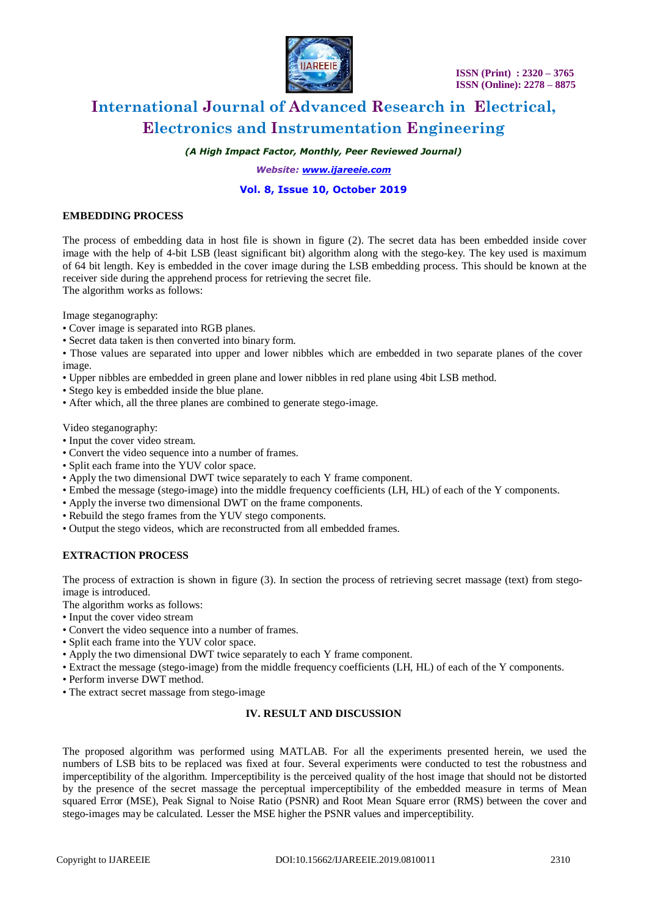### EMBEDDING PROCESS

The process of embedding data in host file is shown in figure (2). The secret data has been embedded inside cover image with the help of 4-bit LSB (least significant bit) algorithm along with the stego-key. The key used is maximum of 64 bit length. Key is embedded in the cover image during the LSB embedding process. This should be known at the receiver side during the apprehend process for retrieving the secret file.
The algorithm works as follows:

Image steganography:
- Cover image is separated into RGB planes.
- Secret data taken is then converted into binary form.
- Those values are separated into upper and lower nibbles which are embedded in two separate planes of the cover image.
- Upper nibbles are embedded in green plane and lower nibbles in red plane using 4bit LSB method.
- Stego key is embedded inside the blue plane.
- After which, all the three planes are combined to generate stego-image.

Video steganography:
- Input the cover video stream.
- Convert the video sequence into a number of frames.
- Split each frame into the YUV color space.
- Apply the two dimensional DWT twice separately to each Y frame component.
- Embed the message (stego-image) into the middle frequency coefficients (LH, HL) of each of the Y components.
- Apply the inverse two dimensional DWT on the frame components.
- Rebuild the stego frames from the YUV stego components.
- Output the stego videos, which are reconstructed from all embedded frames.

### EXTRACTION PROCESS

The process of extraction is shown in figure (3). In section the process of retrieving secret massage (text) from stego-image is introduced.
The algorithm works as follows:
- Input the cover video stream
- Convert the video sequence into a number of frames.
- Split each frame into the YUV color space.
- Apply the two dimensional DWT twice separately to each Y frame component.
- Extract the message (stego-image) from the middle frequency coefficients (LH, HL) of each of the Y components.
- Perform inverse DWT method.
- The extract secret massage from stego-image

## IV. RESULT AND DISCUSSION

The proposed algorithm was performed using MATLAB. For all the experiments presented herein, we used the numbers of LSB bits to be replaced was fixed at four. Several experiments were conducted to test the robustness and imperceptibility of the algorithm. Imperceptibility is the perceived quality of the host image that should not be distorted by the presence of the secret massage the perceptual imperceptibility of the embedded measure in terms of Mean squared Error (MSE), Peak Signal to Noise Ratio (PSNR) and Root Mean Square error (RMS) between the cover and stego-images may be calculated. Lesser the MSE higher the PSNR values and imperceptibility.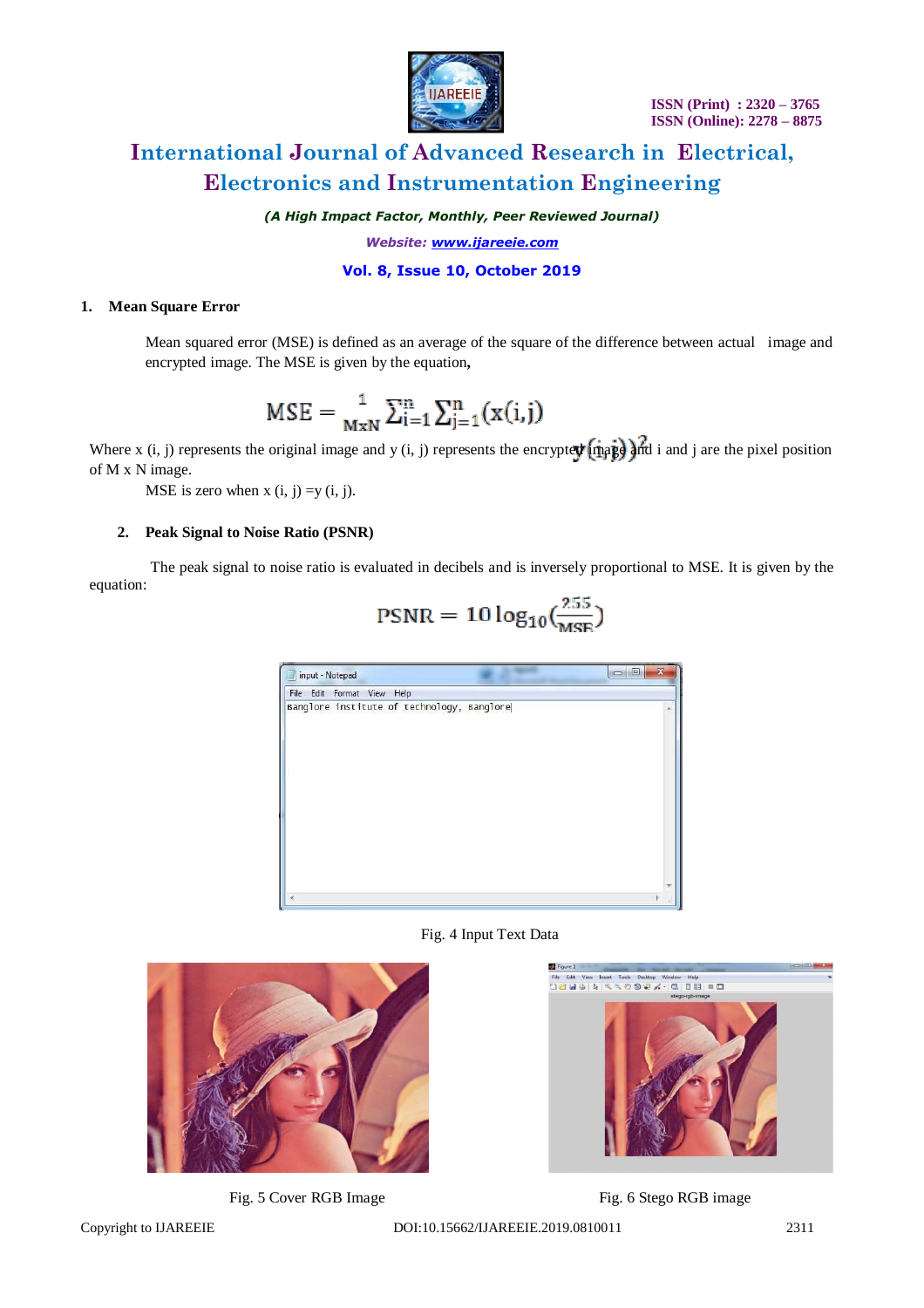1. **Mean Square Error**

Mean squared error (MSE) is defined as an average of the square of the difference between actual image and encrypted image. The MSE is given by the equation,

$$MSE = \frac{1}{MxN} \sum_{i=1}^{n} \sum_{j=1}^{n} (x(i,j) - y(i,j))^2$$

Where x (i, j) represents the original image and y (i, j) represents the encrypted image and i and j are the pixel position of M x N image.

MSE is zero when x (i, j) =y (i, j).

2. **Peak Signal to Noise Ratio (PSNR)**

The peak signal to noise ratio is evaluated in decibels and is inversely proportional to MSE. It is given by the equation:

$$PSNR = 10 \log_{10}\left(\frac{255}{MSE}\right)$$

Fig. 4 Input Text Data

Fig. 5 Cover RGB Image

Fig. 6 Stego RGB image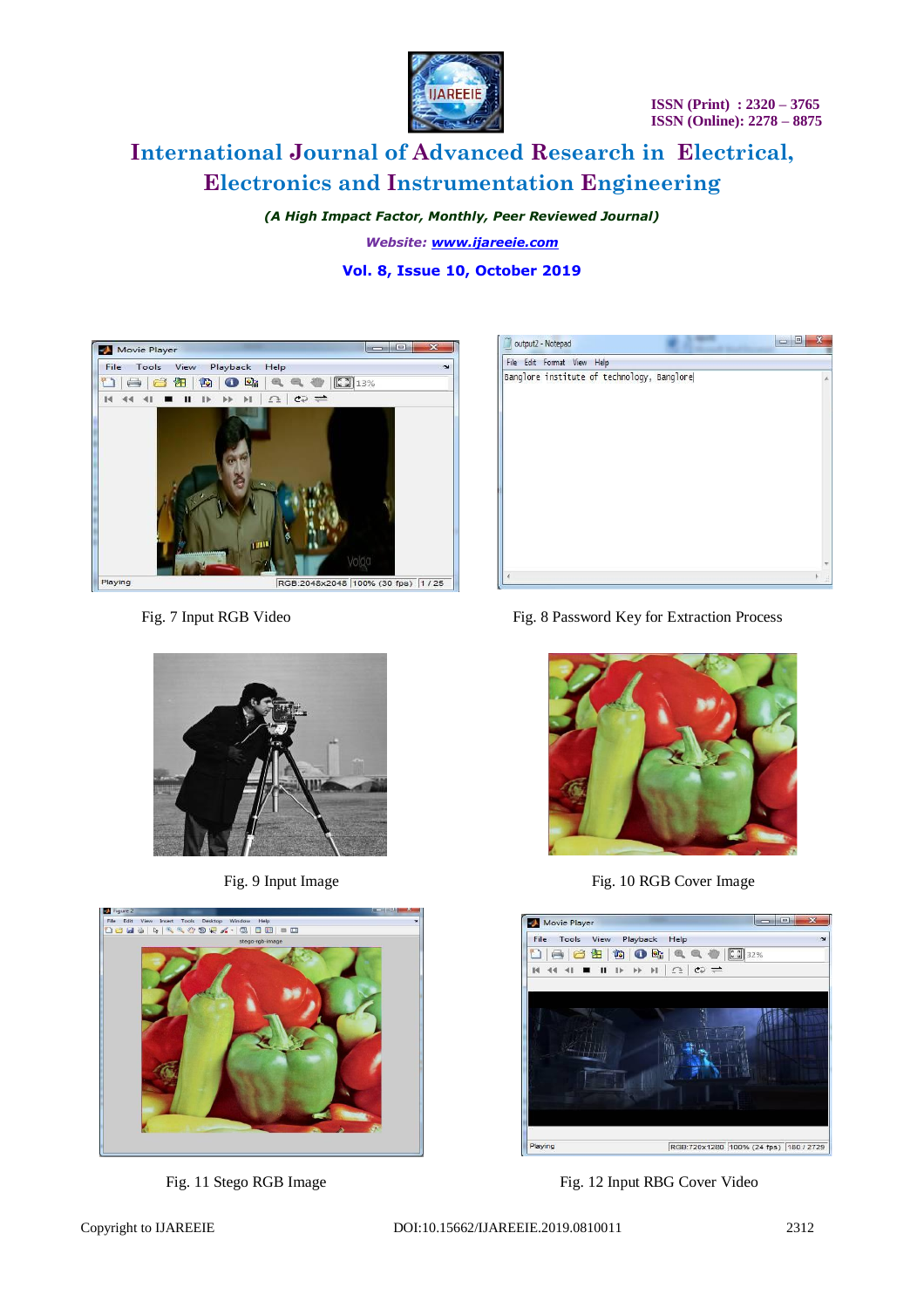Fig. 7 Input RGB Video

Fig. 8 Password Key for Extraction Process

Fig. 9 Input Image

Fig. 10 RGB Cover Image

Fig. 11 Stego RGB Image

Fig. 12 Input RBG Cover Video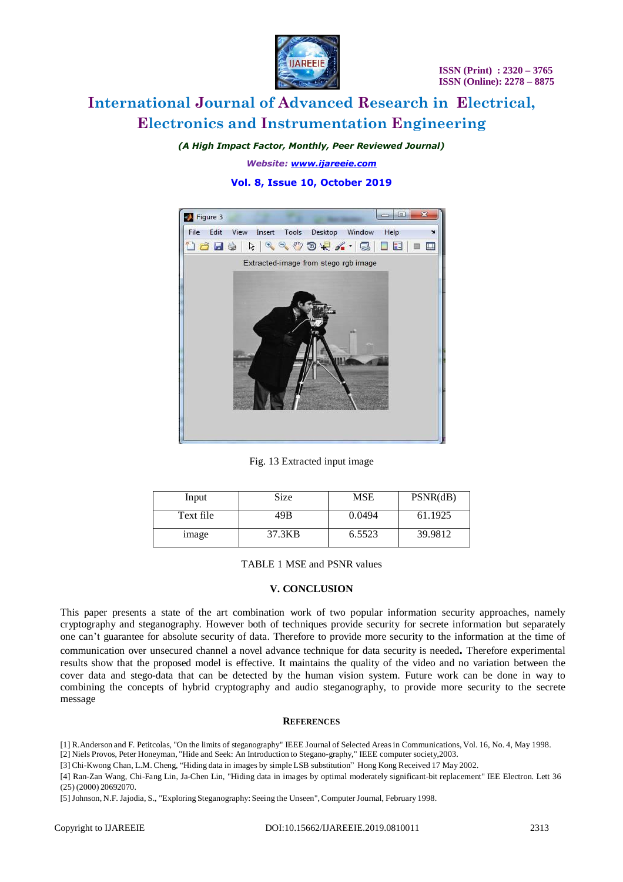Fig. 13 Extracted input image

| Input | Size | MSE | PSNR(dB) |
|---|---|---|---|
| Text file | 49B | 0.0494 | 61.1925 |
| image | 37.3KB | 6.5523 | 39.9812 |

TABLE 1 MSE and PSNR values

## V. CONCLUSION

This paper presents a state of the art combination work of two popular information security approaches, namely cryptography and steganography. However both of techniques provide security for secrete information but separately one can't guarantee for absolute security of data. Therefore to provide more security to the information at the time of communication over unsecured channel a novel advance technique for data security is needed**.** Therefore experimental results show that the proposed model is effective. It maintains the quality of the video and no variation between the cover data and stego-data that can be detected by the human vision system. Future work can be done in way to combining the concepts of hybrid cryptography and audio steganography, to provide more security to the secrete message

## REFERENCES

[1] R.Anderson and F. Petitcolas, "On the limits of steganography" IEEE Journal of Selected Areas in Communications, Vol. 16, No. 4, May 1998.

[2] Niels Provos, Peter Honeyman, "Hide and Seek: An Introduction to Stegano-graphy," IEEE computer society,2003.

[3] Chi-Kwong Chan, L.M. Cheng, "Hiding data in images by simple LSB substitution" Hong Kong Received 17 May 2002.

[4] Ran-Zan Wang, Chi-Fang Lin, Ja-Chen Lin, "Hiding data in images by optimal moderately significant-bit replacement" IEE Electron. Lett 36 (25) (2000) 20692070.

[5] Johnson, N.F. Jajodia, S., "Exploring Steganography: Seeing the Unseen", Computer Journal, February 1998.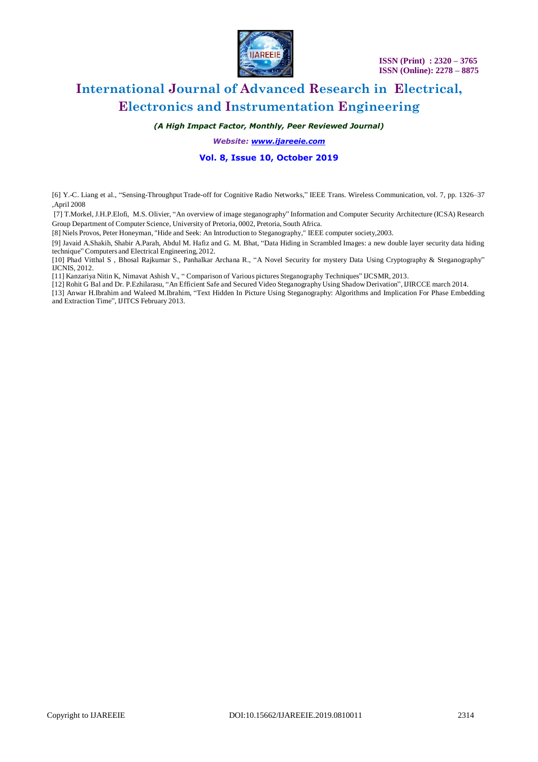[6] Y.-C. Liang et al., “Sensing-Throughput Trade-off for Cognitive Radio Networks,” IEEE Trans. Wireless Communication, vol. 7, pp. 1326–37 ,April 2008

[7] T.Morkel, J.H.P.Elofi, M.S. Olivier, “An overview of image steganography” Information and Computer Security Architecture (ICSA) Research Group Department of Computer Science, University of Pretoria, 0002, Pretoria, South Africa.

[8] Niels Provos, Peter Honeyman, "Hide and Seek: An Introduction to Steganography," IEEE computer society,2003.

[9] Javaid A.Shakih, Shabir A.Parah, Abdul M. Hafiz and G. M. Bhat, “Data Hiding in Scrambled Images: a new double layer security data hiding technique” Computers and Electrical Engineering, 2012.

[10] Phad Vitthal S , Bhosal Rajkumar S., Panhalkar Archana R., “A Novel Security for mystery Data Using Cryptography & Steganography” IJCNIS, 2012.

[11] Kanzariya Nitin K, Nimavat Ashish V., “ Comparison of Various pictures Steganography Techniques” IJCSMR, 2013.

[12] Rohit G Bal and Dr. P.Ezhilarasu, “An Efficient Safe and Secured Video Steganography Using Shadow Derivation”, IJIRCCE march 2014.

[13] Anwar H.Ibrahim and Waleed M.Ibrahim, “Text Hidden In Picture Using Steganography: Algorithms and Implication For Phase Embedding and Extraction Time”, IJITCS February 2013.